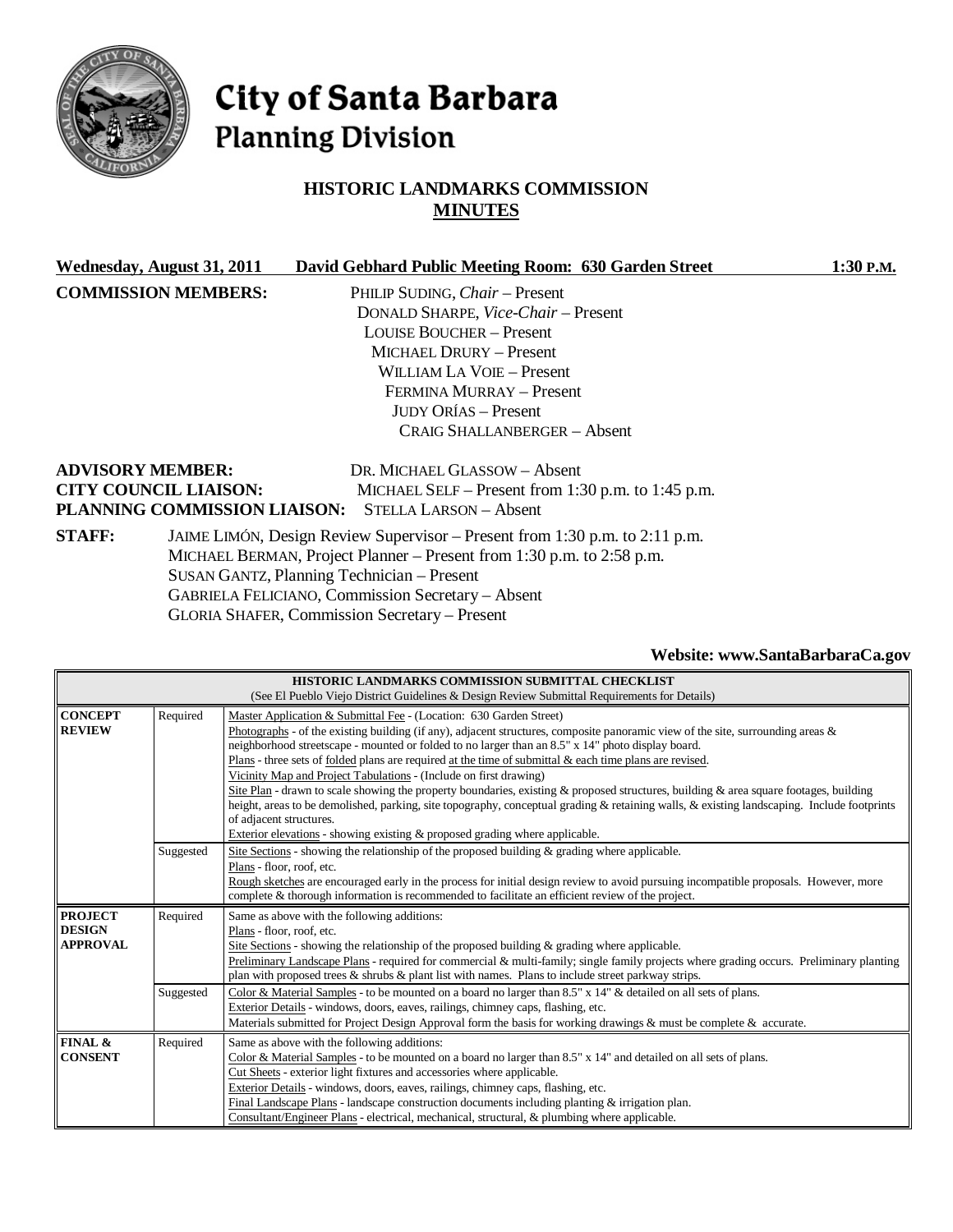# City of Santa Barbara
## Planning Division

### HISTORIC LANDMARKS COMMISSION
### MINUTES

**Wednesday, August 31, 2011** **David Gebhard Public Meeting Room: 630 Garden Street** **1:30 P.M.**

**COMMISSION MEMBERS:**
PHILIP SUDING, *Chair* – Present
DONALD SHARPE, *Vice-Chair* – Present
LOUISE BOUCHER – Present
MICHAEL DRURY – Present
WILLIAM LA VOIE – Present
FERMINA MURRAY – Present
JUDY ORÍAS – Present
CRAIG SHALLANBERGER – Absent

**ADVISORY MEMBER:** DR. MICHAEL GLASSOW – Absent
**CITY COUNCIL LIAISON:** MICHAEL SELF – Present from 1:30 p.m. to 1:45 p.m.
**PLANNING COMMISSION LIAISON:** STELLA LARSON – Absent

**STAFF:**
JAIME LIMÓN, Design Review Supervisor – Present from 1:30 p.m. to 2:11 p.m.
MICHAEL BERMAN, Project Planner – Present from 1:30 p.m. to 2:58 p.m.
SUSAN GANTZ, Planning Technician – Present
GABRIELA FELICIANO, Commission Secretary – Absent
GLORIA SHAFER, Commission Secretary – Present

**Website: www.SantaBarbaraCa.gov**

| **HISTORIC LANDMARKS COMMISSION SUBMITTAL CHECKLIST** (See El Pueblo Viejo District Guidelines & Design Review Submittal Requirements for Details) | | |
|---|---|---|
| **CONCEPT REVIEW** | Required | Master Application & Submittal Fee - (Location: 630 Garden Street) Photographs - of the existing building (if any), adjacent structures, composite panoramic view of the site, surrounding areas & neighborhood streetscape - mounted or folded to no larger than an 8.5" x 14" photo display board. Plans - three sets of folded plans are required at the time of submittal & each time plans are revised. Vicinity Map and Project Tabulations - (Include on first drawing) Site Plan - drawn to scale showing the property boundaries, existing & proposed structures, building & area square footages, building height, areas to be demolished, parking, site topography, conceptual grading & retaining walls, & existing landscaping. Include footprints of adjacent structures. Exterior elevations - showing existing & proposed grading where applicable. |
| | Suggested | Site Sections - showing the relationship of the proposed building & grading where applicable. Plans - floor, roof, etc. Rough sketches are encouraged early in the process for initial design review to avoid pursuing incompatible proposals. However, more complete & thorough information is recommended to facilitate an efficient review of the project. |
| **PROJECT DESIGN APPROVAL** | Required | Same as above with the following additions: Plans - floor, roof, etc. Site Sections - showing the relationship of the proposed building & grading where applicable. Preliminary Landscape Plans - required for commercial & multi-family; single family projects where grading occurs. Preliminary planting plan with proposed trees & shrubs & plant list with names. Plans to include street parkway strips. |
| | Suggested | Color & Material Samples - to be mounted on a board no larger than 8.5" x 14" & detailed on all sets of plans. Exterior Details - windows, doors, eaves, railings, chimney caps, flashing, etc. Materials submitted for Project Design Approval form the basis for working drawings & must be complete & accurate. |
| **FINAL & CONSENT** | Required | Same as above with the following additions: Color & Material Samples - to be mounted on a board no larger than 8.5" x 14" and detailed on all sets of plans. Cut Sheets - exterior light fixtures and accessories where applicable. Exterior Details - windows, doors, eaves, railings, chimney caps, flashing, etc. Final Landscape Plans - landscape construction documents including planting & irrigation plan. Consultant/Engineer Plans - electrical, mechanical, structural, & plumbing where applicable. |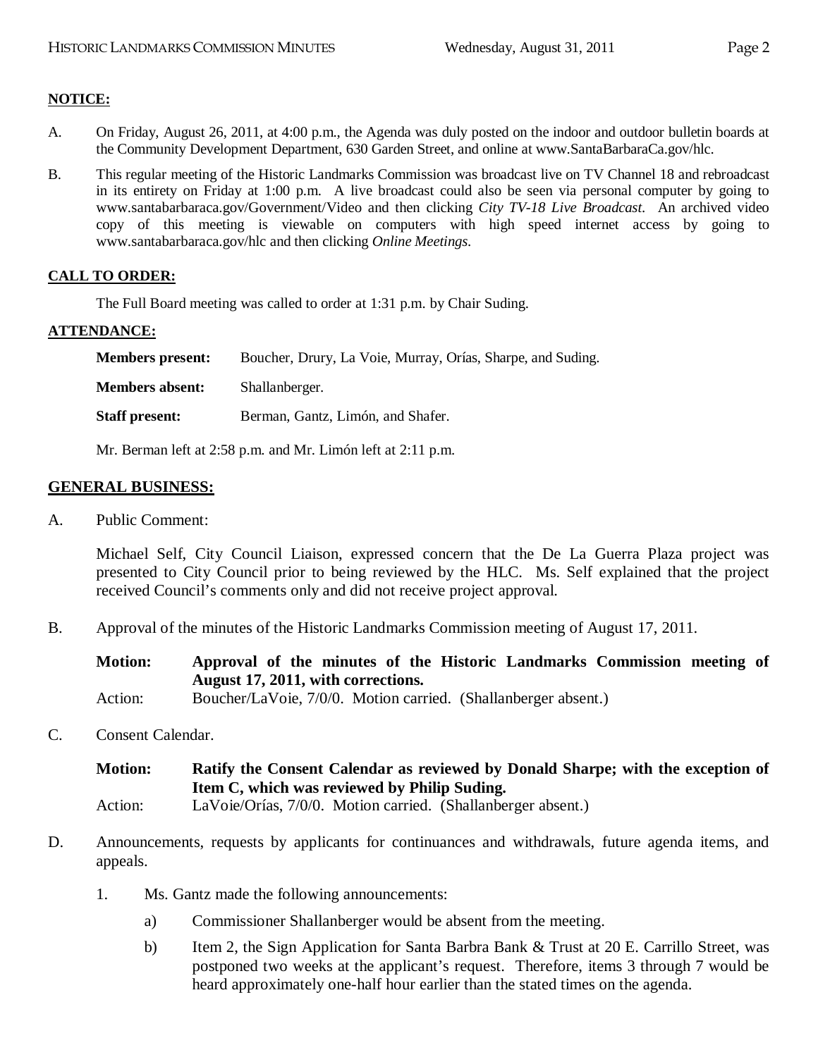**NOTICE:**

A. On Friday, August 26, 2011, at 4:00 p.m., the Agenda was duly posted on the indoor and outdoor bulletin boards at the Community Development Department, 630 Garden Street, and online at www.SantaBarbaraCa.gov/hlc.

B. This regular meeting of the Historic Landmarks Commission was broadcast live on TV Channel 18 and rebroadcast in its entirety on Friday at 1:00 p.m. A live broadcast could also be seen via personal computer by going to www.santabarbaraca.gov/Government/Video and then clicking *City TV-18 Live Broadcast*. An archived video copy of this meeting is viewable on computers with high speed internet access by going to www.santabarbaraca.gov/hlc and then clicking *Online Meetings*.

**CALL TO ORDER:**

The Full Board meeting was called to order at 1:31 p.m. by Chair Suding.

**ATTENDANCE:**

**Members present:** Boucher, Drury, La Voie, Murray, Orías, Sharpe, and Suding.

**Members absent:** Shallanberger.

**Staff present:** Berman, Gantz, Limón, and Shafer.

Mr. Berman left at 2:58 p.m. and Mr. Limón left at 2:11 p.m.

**GENERAL BUSINESS:**

A. Public Comment:

Michael Self, City Council Liaison, expressed concern that the De La Guerra Plaza project was presented to City Council prior to being reviewed by the HLC. Ms. Self explained that the project received Council's comments only and did not receive project approval.

B. Approval of the minutes of the Historic Landmarks Commission meeting of August 17, 2011.

**Motion: Approval of the minutes of the Historic Landmarks Commission meeting of August 17, 2011, with corrections.**
Action: Boucher/LaVoie, 7/0/0. Motion carried. (Shallanberger absent.)

C. Consent Calendar.

**Motion: Ratify the Consent Calendar as reviewed by Donald Sharpe; with the exception of Item C, which was reviewed by Philip Suding.**
Action: LaVoie/Orías, 7/0/0. Motion carried. (Shallanberger absent.)

D. Announcements, requests by applicants for continuances and withdrawals, future agenda items, and appeals.

1. Ms. Gantz made the following announcements:

   a) Commissioner Shallanberger would be absent from the meeting.

   b) Item 2, the Sign Application for Santa Barbra Bank & Trust at 20 E. Carrillo Street, was postponed two weeks at the applicant's request. Therefore, items 3 through 7 would be heard approximately one-half hour earlier than the stated times on the agenda.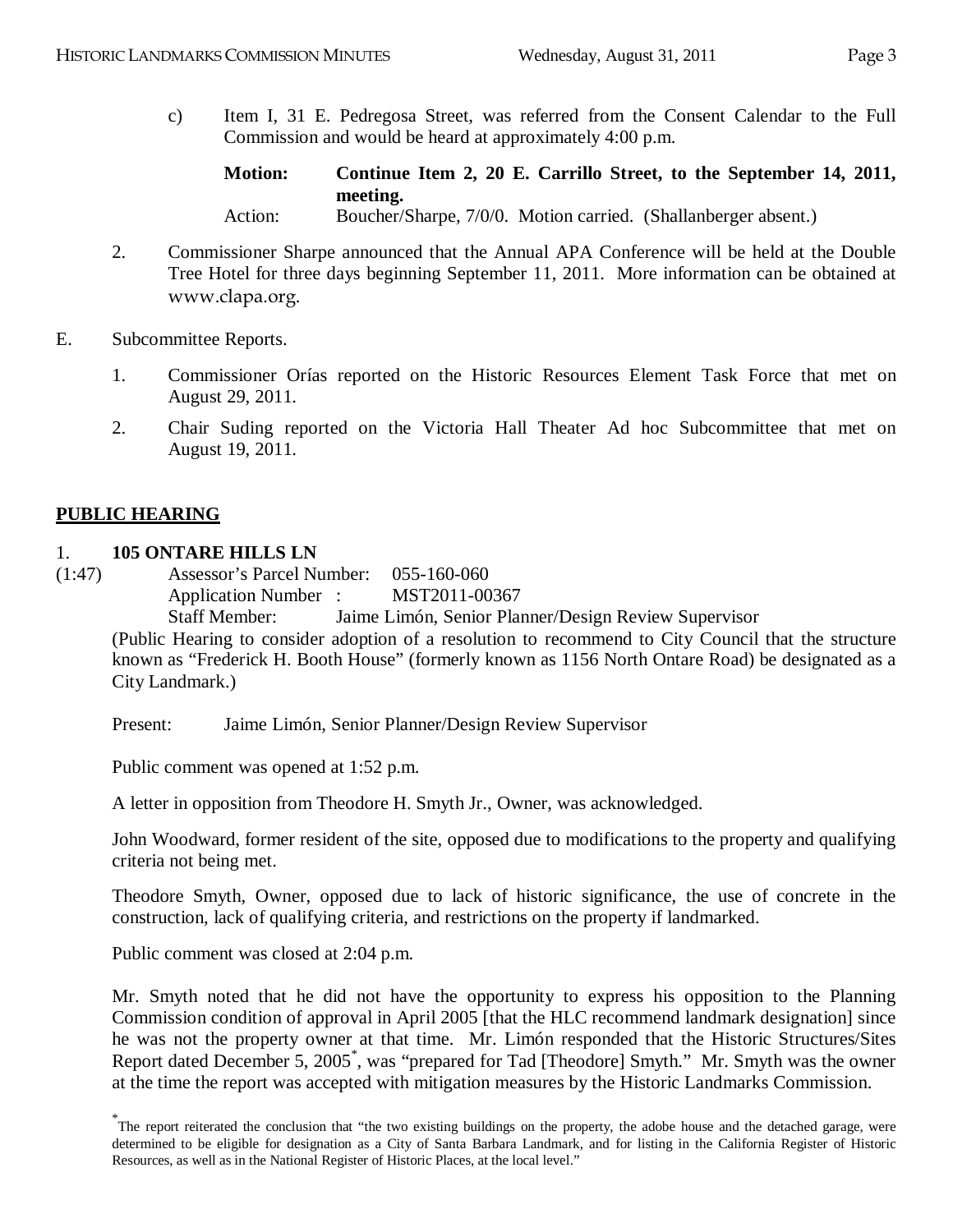c) Item I, 31 E. Pedregosa Street, was referred from the Consent Calendar to the Full Commission and would be heard at approximately 4:00 p.m.

**Motion: Continue Item 2, 20 E. Carrillo Street, to the September 14, 2011, meeting.**
Action: Boucher/Sharpe, 7/0/0. Motion carried. (Shallanberger absent.)

2. Commissioner Sharpe announced that the Annual APA Conference will be held at the Double Tree Hotel for three days beginning September 11, 2011. More information can be obtained at www.clapa.org.

E. Subcommittee Reports.

1. Commissioner Orías reported on the Historic Resources Element Task Force that met on August 29, 2011.

2. Chair Suding reported on the Victoria Hall Theater Ad hoc Subcommittee that met on August 19, 2011.

## PUBLIC HEARING

1. **105 ONTARE HILLS LN**

(1:47)
Assessor's Parcel Number: 055-160-060
Application Number : MST2011-00367
Staff Member: Jaime Limón, Senior Planner/Design Review Supervisor

(Public Hearing to consider adoption of a resolution to recommend to City Council that the structure known as "Frederick H. Booth House" (formerly known as 1156 North Ontare Road) be designated as a City Landmark.)

Present: Jaime Limón, Senior Planner/Design Review Supervisor

Public comment was opened at 1:52 p.m.

A letter in opposition from Theodore H. Smyth Jr., Owner, was acknowledged.

John Woodward, former resident of the site, opposed due to modifications to the property and qualifying criteria not being met.

Theodore Smyth, Owner, opposed due to lack of historic significance, the use of concrete in the construction, lack of qualifying criteria, and restrictions on the property if landmarked.

Public comment was closed at 2:04 p.m.

Mr. Smyth noted that he did not have the opportunity to express his opposition to the Planning Commission condition of approval in April 2005 [that the HLC recommend landmark designation] since he was not the property owner at that time. Mr. Limón responded that the Historic Structures/Sites Report dated December 5, 2005*, was "prepared for Tad [Theodore] Smyth." Mr. Smyth was the owner at the time the report was accepted with mitigation measures by the Historic Landmarks Commission.

* The report reiterated the conclusion that "the two existing buildings on the property, the adobe house and the detached garage, were determined to be eligible for designation as a City of Santa Barbara Landmark, and for listing in the California Register of Historic Resources, as well as in the National Register of Historic Places, at the local level."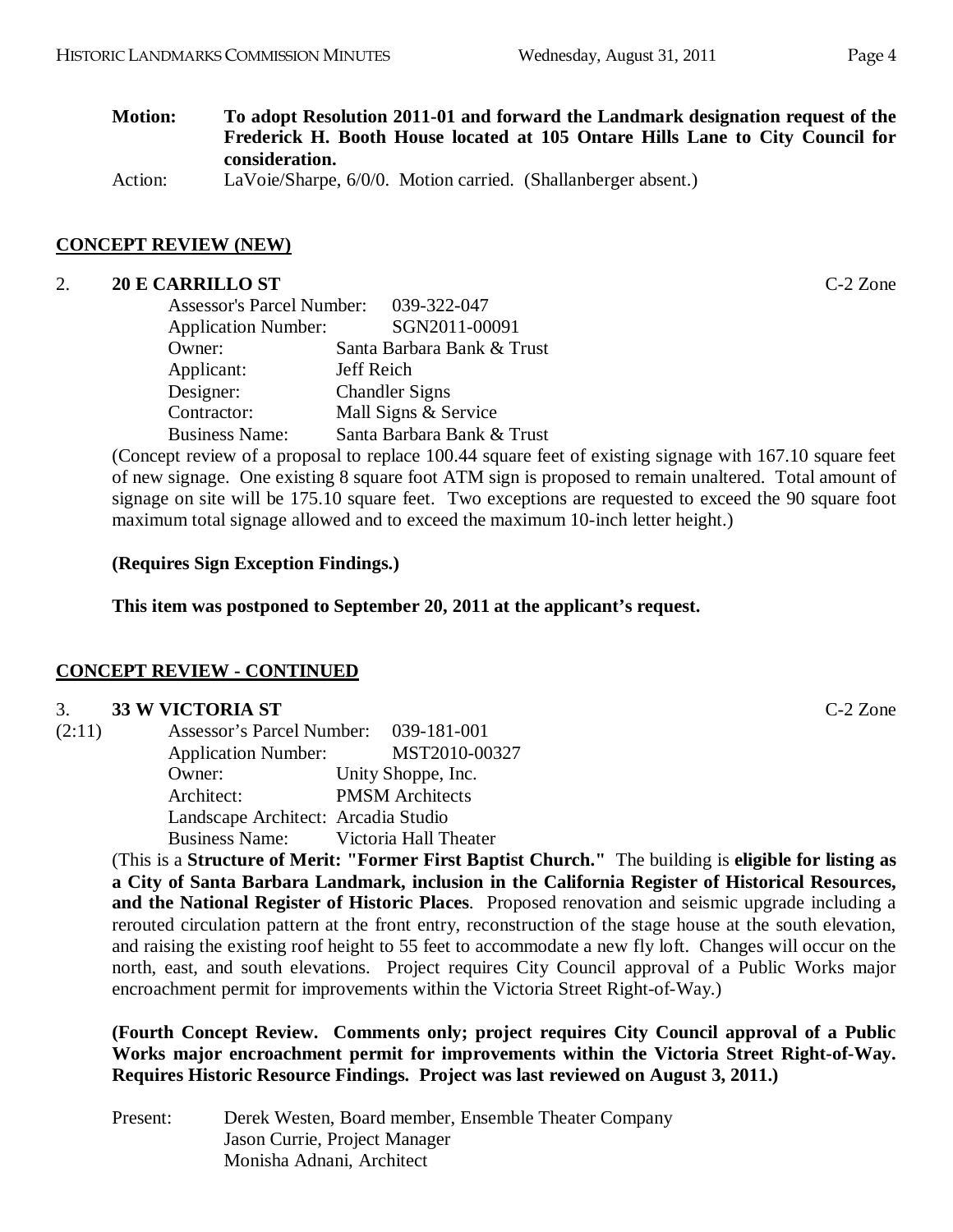**Motion: To adopt Resolution 2011-01 and forward the Landmark designation request of the Frederick H. Booth House located at 105 Ontare Hills Lane to City Council for consideration.**

Action: LaVoie/Sharpe, 6/0/0. Motion carried. (Shallanberger absent.)

## CONCEPT REVIEW (NEW)

2. **20 E CARRILLO ST** C-2 Zone

Assessor's Parcel Number: 039-322-047
Application Number: SGN2011-00091
Owner: Santa Barbara Bank & Trust
Applicant: Jeff Reich
Designer: Chandler Signs
Contractor: Mall Signs & Service
Business Name: Santa Barbara Bank & Trust

(Concept review of a proposal to replace 100.44 square feet of existing signage with 167.10 square feet of new signage. One existing 8 square foot ATM sign is proposed to remain unaltered. Total amount of signage on site will be 175.10 square feet. Two exceptions are requested to exceed the 90 square foot maximum total signage allowed and to exceed the maximum 10-inch letter height.)

**(Requires Sign Exception Findings.)**

**This item was postponed to September 20, 2011 at the applicant's request.**

## CONCEPT REVIEW - CONTINUED

3. **33 W VICTORIA ST** C-2 Zone

(2:11)

Assessor's Parcel Number: 039-181-001
Application Number: MST2010-00327
Owner: Unity Shoppe, Inc.
Architect: PMSM Architects
Landscape Architect: Arcadia Studio
Business Name: Victoria Hall Theater

(This is a **Structure of Merit: "Former First Baptist Church."** The building is **eligible for listing as a City of Santa Barbara Landmark, inclusion in the California Register of Historical Resources, and the National Register of Historic Places**. Proposed renovation and seismic upgrade including a rerouted circulation pattern at the front entry, reconstruction of the stage house at the south elevation, and raising the existing roof height to 55 feet to accommodate a new fly loft. Changes will occur on the north, east, and south elevations. Project requires City Council approval of a Public Works major encroachment permit for improvements within the Victoria Street Right-of-Way.)

**(Fourth Concept Review. Comments only; project requires City Council approval of a Public Works major encroachment permit for improvements within the Victoria Street Right-of-Way. Requires Historic Resource Findings. Project was last reviewed on August 3, 2011.)**

Present: Derek Westen, Board member, Ensemble Theater Company
Jason Currie, Project Manager
Monisha Adnani, Architect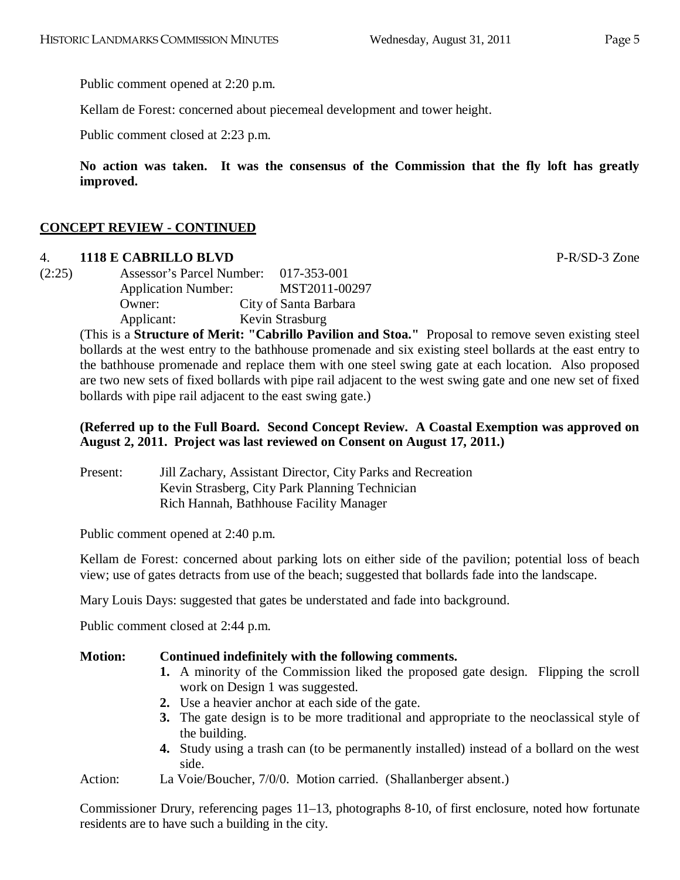Public comment opened at 2:20 p.m.

Kellam de Forest: concerned about piecemeal development and tower height.

Public comment closed at 2:23 p.m.

**No action was taken. It was the consensus of the Commission that the fly loft has greatly improved.**

## CONCEPT REVIEW - CONTINUED

**4. 1118 E CABRILLO BLVD** P-R/SD-3 Zone

(2:25)

Assessor's Parcel Number: 017-353-001
Application Number: MST2011-00297
Owner: City of Santa Barbara
Applicant: Kevin Strasburg

(This is a **Structure of Merit: "Cabrillo Pavilion and Stoa."** Proposal to remove seven existing steel bollards at the west entry to the bathhouse promenade and six existing steel bollards at the east entry to the bathhouse promenade and replace them with one steel swing gate at each location. Also proposed are two new sets of fixed bollards with pipe rail adjacent to the west swing gate and one new set of fixed bollards with pipe rail adjacent to the east swing gate.)

**(Referred up to the Full Board. Second Concept Review. A Coastal Exemption was approved on August 2, 2011. Project was last reviewed on Consent on August 17, 2011.)**

Present: Jill Zachary, Assistant Director, City Parks and Recreation
Kevin Strasberg, City Park Planning Technician
Rich Hannah, Bathhouse Facility Manager

Public comment opened at 2:40 p.m.

Kellam de Forest: concerned about parking lots on either side of the pavilion; potential loss of beach view; use of gates detracts from use of the beach; suggested that bollards fade into the landscape.

Mary Louis Days: suggested that gates be understated and fade into background.

Public comment closed at 2:44 p.m.

**Motion: Continued indefinitely with the following comments.**

1. A minority of the Commission liked the proposed gate design. Flipping the scroll work on Design 1 was suggested.
2. Use a heavier anchor at each side of the gate.
3. The gate design is to be more traditional and appropriate to the neoclassical style of the building.
4. Study using a trash can (to be permanently installed) instead of a bollard on the west side.

Action: La Voie/Boucher, 7/0/0. Motion carried. (Shallanberger absent.)

Commissioner Drury, referencing pages 11–13, photographs 8-10, of first enclosure, noted how fortunate residents are to have such a building in the city.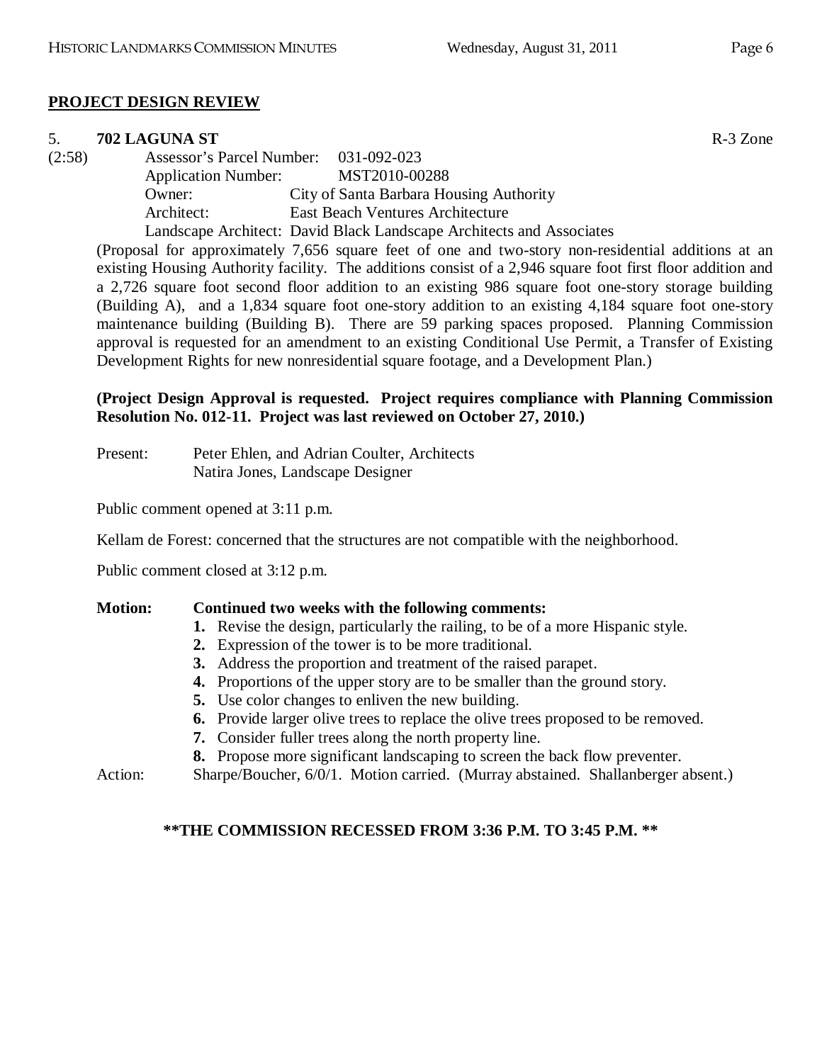## PROJECT DESIGN REVIEW

5. **702 LAGUNA ST** R-3 Zone

(2:58) Assessor's Parcel Number: 031-092-023
Application Number: MST2010-00288
Owner: City of Santa Barbara Housing Authority
Architect: East Beach Ventures Architecture
Landscape Architect: David Black Landscape Architects and Associates

(Proposal for approximately 7,656 square feet of one and two-story non-residential additions at an existing Housing Authority facility. The additions consist of a 2,946 square foot first floor addition and a 2,726 square foot second floor addition to an existing 986 square foot one-story storage building (Building A), and a 1,834 square foot one-story addition to an existing 4,184 square foot one-story maintenance building (Building B). There are 59 parking spaces proposed. Planning Commission approval is requested for an amendment to an existing Conditional Use Permit, a Transfer of Existing Development Rights for new nonresidential square footage, and a Development Plan.)

**(Project Design Approval is requested. Project requires compliance with Planning Commission Resolution No. 012-11. Project was last reviewed on October 27, 2010.)**

Present: Peter Ehlen, and Adrian Coulter, Architects
Natira Jones, Landscape Designer

Public comment opened at 3:11 p.m.

Kellam de Forest: concerned that the structures are not compatible with the neighborhood.

Public comment closed at 3:12 p.m.

**Motion: Continued two weeks with the following comments:**

1. Revise the design, particularly the railing, to be of a more Hispanic style.
2. Expression of the tower is to be more traditional.
3. Address the proportion and treatment of the raised parapet.
4. Proportions of the upper story are to be smaller than the ground story.
5. Use color changes to enliven the new building.
6. Provide larger olive trees to replace the olive trees proposed to be removed.
7. Consider fuller trees along the north property line.
8. Propose more significant landscaping to screen the back flow preventer.

Action: Sharpe/Boucher, 6/0/1. Motion carried. (Murray abstained. Shallanberger absent.)

**\*\*THE COMMISSION RECESSED FROM 3:36 P.M. TO 3:45 P.M. \*\***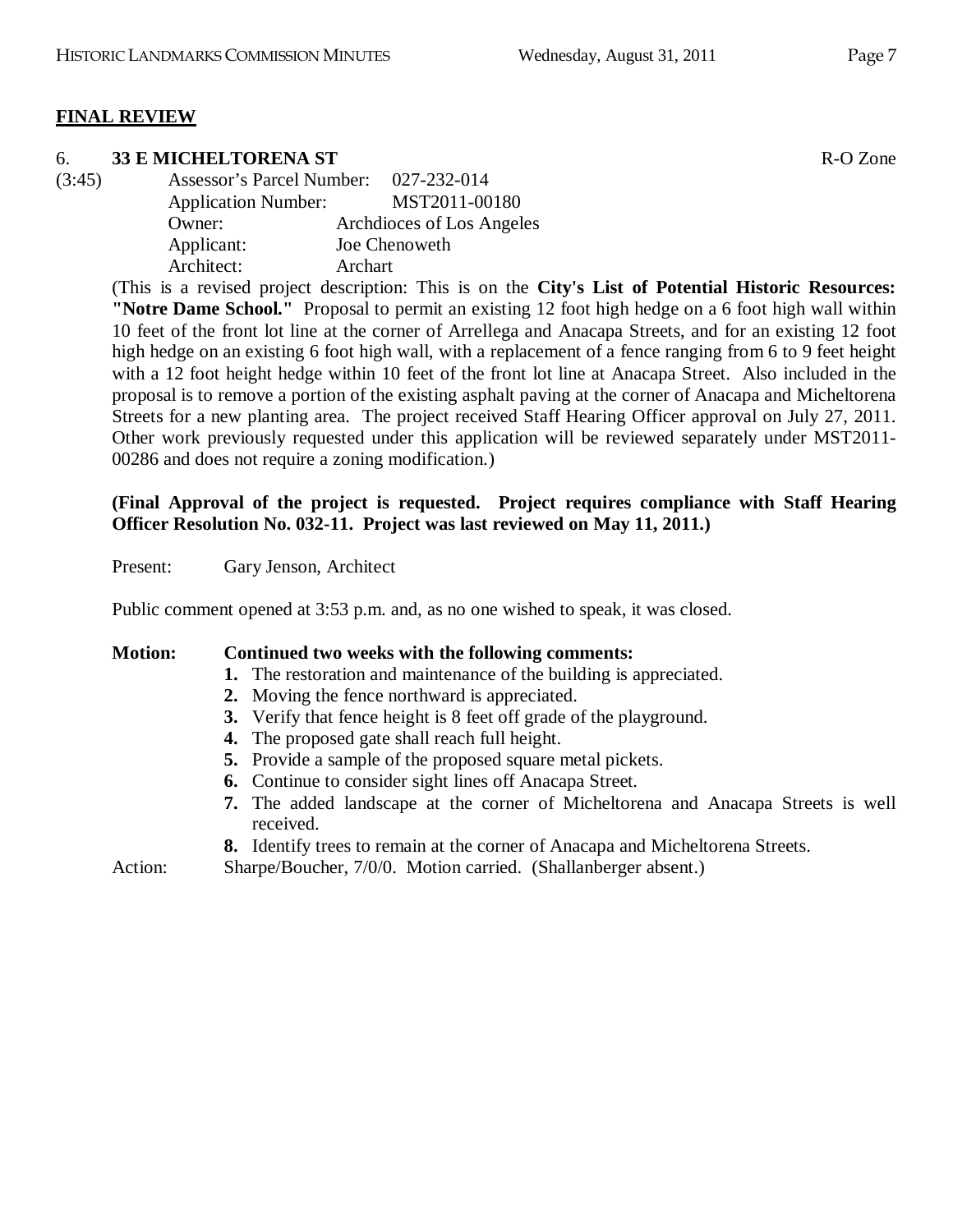## FINAL REVIEW

### 6. 33 E MICHELTORENA ST

R-O Zone

(3:45)

Assessor's Parcel Number: 027-232-014
Application Number: MST2011-00180
Owner: Archdioces of Los Angeles
Applicant: Joe Chenoweth
Architect: Archart

(This is a revised project description: This is on the **City's List of Potential Historic Resources: "Notre Dame School."** Proposal to permit an existing 12 foot high hedge on a 6 foot high wall within 10 feet of the front lot line at the corner of Arrellega and Anacapa Streets, and for an existing 12 foot high hedge on an existing 6 foot high wall, with a replacement of a fence ranging from 6 to 9 feet height with a 12 foot height hedge within 10 feet of the front lot line at Anacapa Street. Also included in the proposal is to remove a portion of the existing asphalt paving at the corner of Anacapa and Micheltorena Streets for a new planting area. The project received Staff Hearing Officer approval on July 27, 2011. Other work previously requested under this application will be reviewed separately under MST2011-00286 and does not require a zoning modification.)

**(Final Approval of the project is requested. Project requires compliance with Staff Hearing Officer Resolution No. 032-11. Project was last reviewed on May 11, 2011.)**

Present: Gary Jenson, Architect

Public comment opened at 3:53 p.m. and, as no one wished to speak, it was closed.

**Motion: Continued two weeks with the following comments:**

1. The restoration and maintenance of the building is appreciated.
2. Moving the fence northward is appreciated.
3. Verify that fence height is 8 feet off grade of the playground.
4. The proposed gate shall reach full height.
5. Provide a sample of the proposed square metal pickets.
6. Continue to consider sight lines off Anacapa Street.
7. The added landscape at the corner of Micheltorena and Anacapa Streets is well received.
8. Identify trees to remain at the corner of Anacapa and Micheltorena Streets.

Action: Sharpe/Boucher, 7/0/0. Motion carried. (Shallanberger absent.)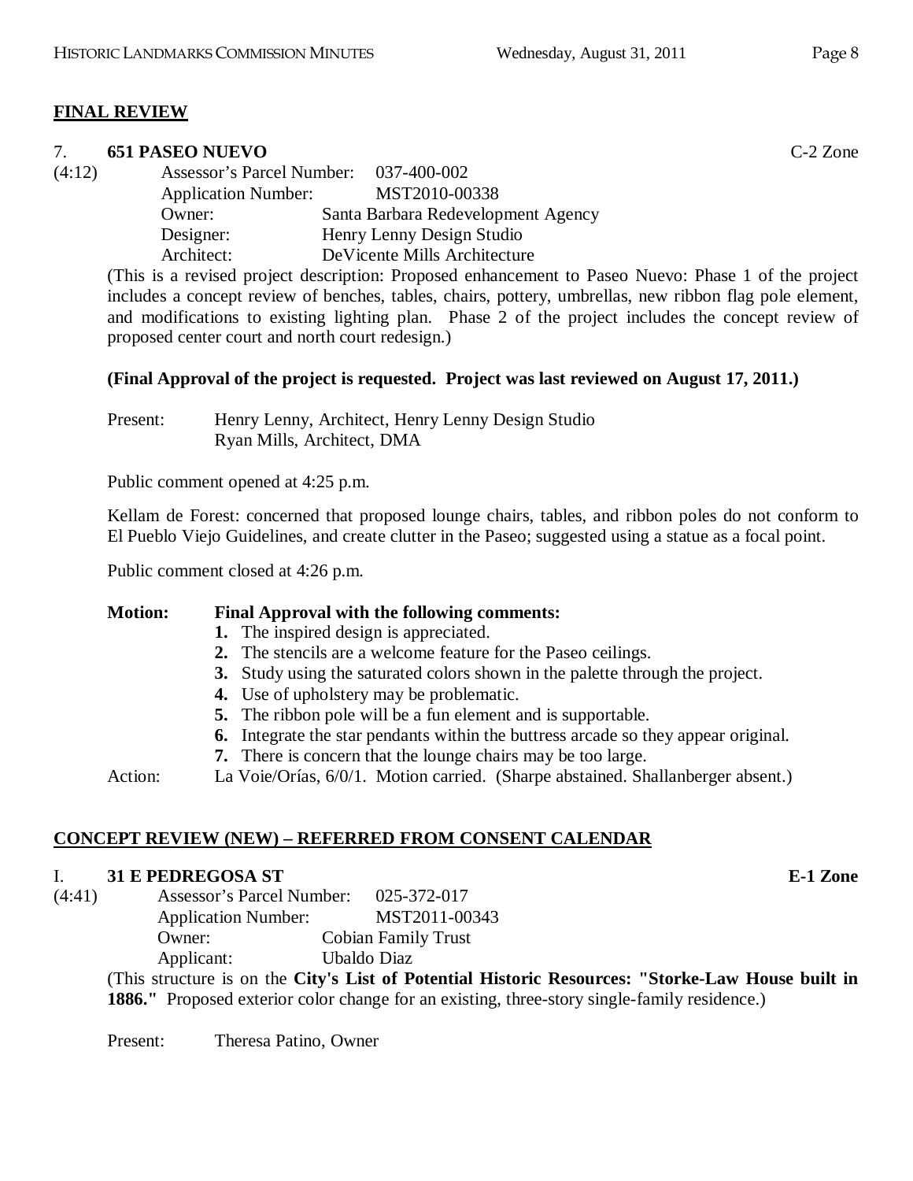## FINAL REVIEW

### 7. 651 PASEO NUEVO

C-2 Zone

(4:12)

Assessor's Parcel Number: 037-400-002
Application Number: MST2010-00338
Owner: Santa Barbara Redevelopment Agency
Designer: Henry Lenny Design Studio
Architect: DeVicente Mills Architecture

(This is a revised project description: Proposed enhancement to Paseo Nuevo: Phase 1 of the project includes a concept review of benches, tables, chairs, pottery, umbrellas, new ribbon flag pole element, and modifications to existing lighting plan. Phase 2 of the project includes the concept review of proposed center court and north court redesign.)

**(Final Approval of the project is requested. Project was last reviewed on August 17, 2011.)**

Present: Henry Lenny, Architect, Henry Lenny Design Studio
Ryan Mills, Architect, DMA

Public comment opened at 4:25 p.m.

Kellam de Forest: concerned that proposed lounge chairs, tables, and ribbon poles do not conform to El Pueblo Viejo Guidelines, and create clutter in the Paseo; suggested using a statue as a focal point.

Public comment closed at 4:26 p.m.

**Motion: Final Approval with the following comments:**

1. The inspired design is appreciated.
2. The stencils are a welcome feature for the Paseo ceilings.
3. Study using the saturated colors shown in the palette through the project.
4. Use of upholstery may be problematic.
5. The ribbon pole will be a fun element and is supportable.
6. Integrate the star pendants within the buttress arcade so they appear original.
7. There is concern that the lounge chairs may be too large.

Action: La Voie/Orías, 6/0/1. Motion carried. (Sharpe abstained. Shallanberger absent.)

## CONCEPT REVIEW (NEW) – REFERRED FROM CONSENT CALENDAR

### I. 31 E PEDREGOSA ST

**E-1 Zone**

(4:41)

Assessor's Parcel Number: 025-372-017
Application Number: MST2011-00343
Owner: Cobian Family Trust
Applicant: Ubaldo Diaz

(This structure is on the **City's List of Potential Historic Resources: "Storke-Law House built in 1886."** Proposed exterior color change for an existing, three-story single-family residence.)

Present: Theresa Patino, Owner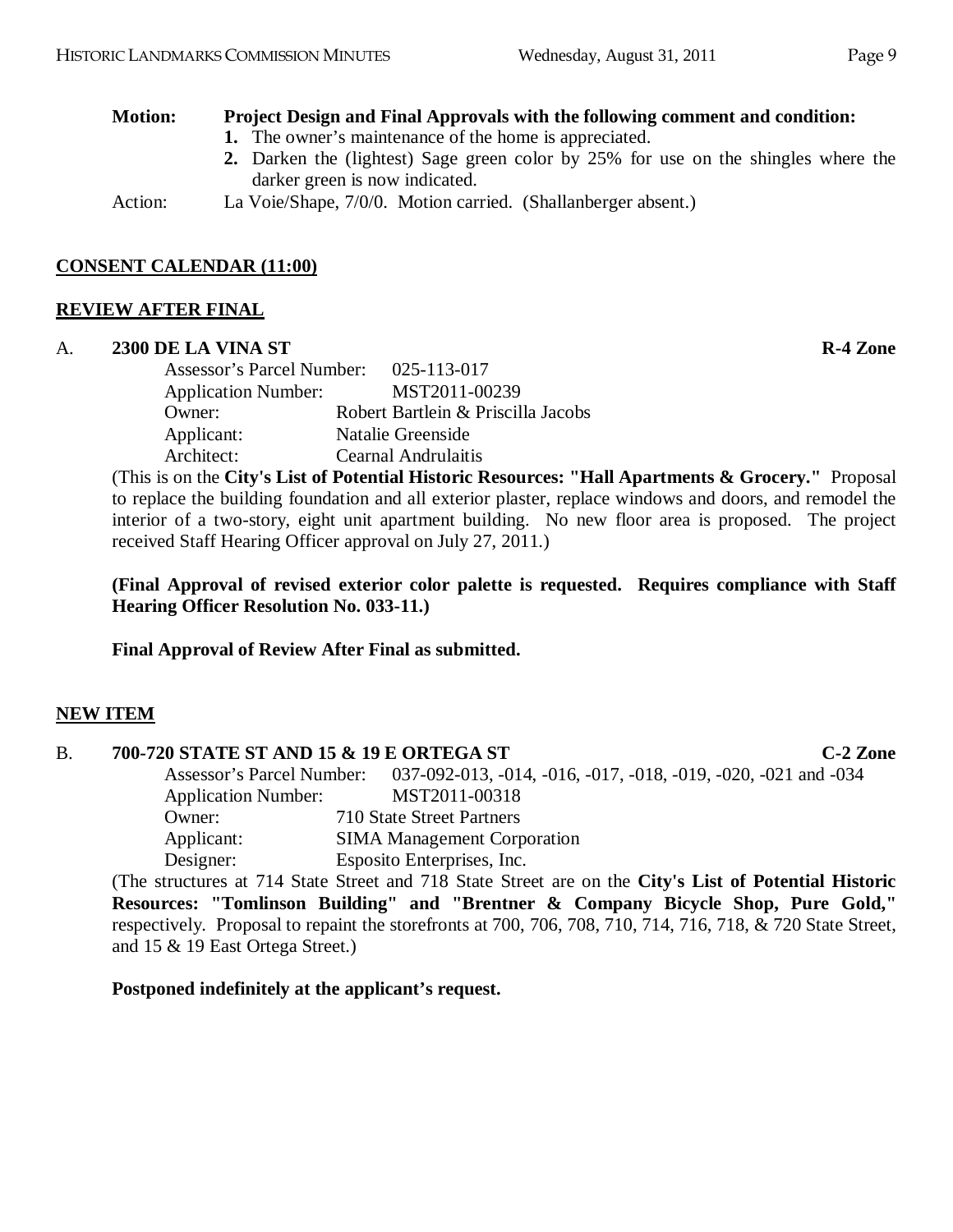**Motion: Project Design and Final Approvals with the following comment and condition:**

1. The owner's maintenance of the home is appreciated.
2. Darken the (lightest) Sage green color by 25% for use on the shingles where the darker green is now indicated.

Action: La Voie/Shape, 7/0/0. Motion carried. (Shallanberger absent.)

## CONSENT CALENDAR (11:00)

## REVIEW AFTER FINAL

### A. 2300 DE LA VINA ST — R-4 Zone

Assessor's Parcel Number: 025-113-017
Application Number: MST2011-00239
Owner: Robert Bartlein & Priscilla Jacobs
Applicant: Natalie Greenside
Architect: Cearnal Andrulaitis

(This is on the **City's List of Potential Historic Resources: "Hall Apartments & Grocery."** Proposal to replace the building foundation and all exterior plaster, replace windows and doors, and remodel the interior of a two-story, eight unit apartment building. No new floor area is proposed. The project received Staff Hearing Officer approval on July 27, 2011.)

**(Final Approval of revised exterior color palette is requested. Requires compliance with Staff Hearing Officer Resolution No. 033-11.)**

**Final Approval of Review After Final as submitted.**

## NEW ITEM

### B. 700-720 STATE ST AND 15 & 19 E ORTEGA ST — C-2 Zone

Assessor's Parcel Number: 037-092-013, -014, -016, -017, -018, -019, -020, -021 and -034
Application Number: MST2011-00318
Owner: 710 State Street Partners
Applicant: SIMA Management Corporation
Designer: Esposito Enterprises, Inc.

(The structures at 714 State Street and 718 State Street are on the **City's List of Potential Historic Resources: "Tomlinson Building" and "Brentner & Company Bicycle Shop, Pure Gold,"** respectively. Proposal to repaint the storefronts at 700, 706, 708, 710, 714, 716, 718, & 720 State Street, and 15 & 19 East Ortega Street.)

**Postponed indefinitely at the applicant's request.**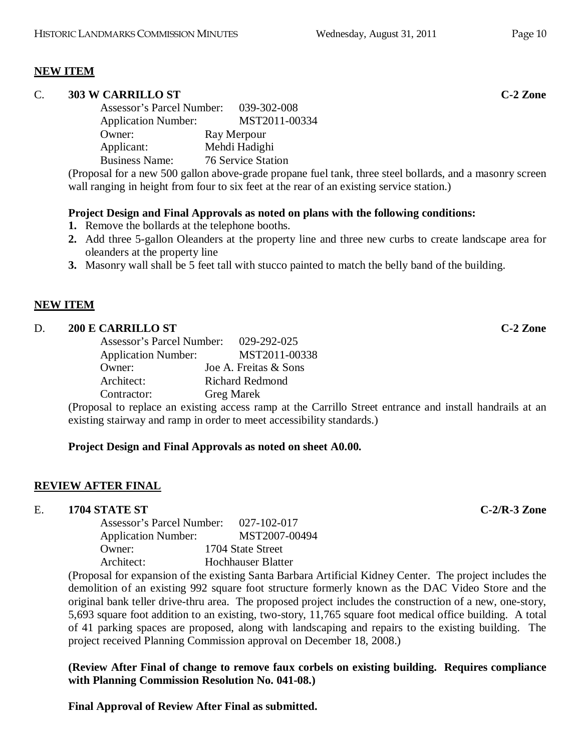**NEW ITEM**

C. **303 W CARRILLO ST** **C-2 Zone**

Assessor's Parcel Number: 039-302-008
Application Number: MST2011-00334
Owner: Ray Merpour
Applicant: Mehdi Hadighi
Business Name: 76 Service Station

(Proposal for a new 500 gallon above-grade propane fuel tank, three steel bollards, and a masonry screen wall ranging in height from four to six feet at the rear of an existing service station.)

**Project Design and Final Approvals as noted on plans with the following conditions:**

1. Remove the bollards at the telephone booths.
2. Add three 5-gallon Oleanders at the property line and three new curbs to create landscape area for oleanders at the property line
3. Masonry wall shall be 5 feet tall with stucco painted to match the belly band of the building.

**NEW ITEM**

D. **200 E CARRILLO ST** **C-2 Zone**

Assessor's Parcel Number: 029-292-025
Application Number: MST2011-00338
Owner: Joe A. Freitas & Sons
Architect: Richard Redmond
Contractor: Greg Marek

(Proposal to replace an existing access ramp at the Carrillo Street entrance and install handrails at an existing stairway and ramp in order to meet accessibility standards.)

**Project Design and Final Approvals as noted on sheet A0.00.**

**REVIEW AFTER FINAL**

E. **1704 STATE ST** **C-2/R-3 Zone**

Assessor's Parcel Number: 027-102-017
Application Number: MST2007-00494
Owner: 1704 State Street
Architect: Hochhauser Blatter

(Proposal for expansion of the existing Santa Barbara Artificial Kidney Center. The project includes the demolition of an existing 992 square foot structure formerly known as the DAC Video Store and the original bank teller drive-thru area. The proposed project includes the construction of a new, one-story, 5,693 square foot addition to an existing, two-story, 11,765 square foot medical office building. A total of 41 parking spaces are proposed, along with landscaping and repairs to the existing building. The project received Planning Commission approval on December 18, 2008.)

**(Review After Final of change to remove faux corbels on existing building. Requires compliance with Planning Commission Resolution No. 041-08.)**

**Final Approval of Review After Final as submitted.**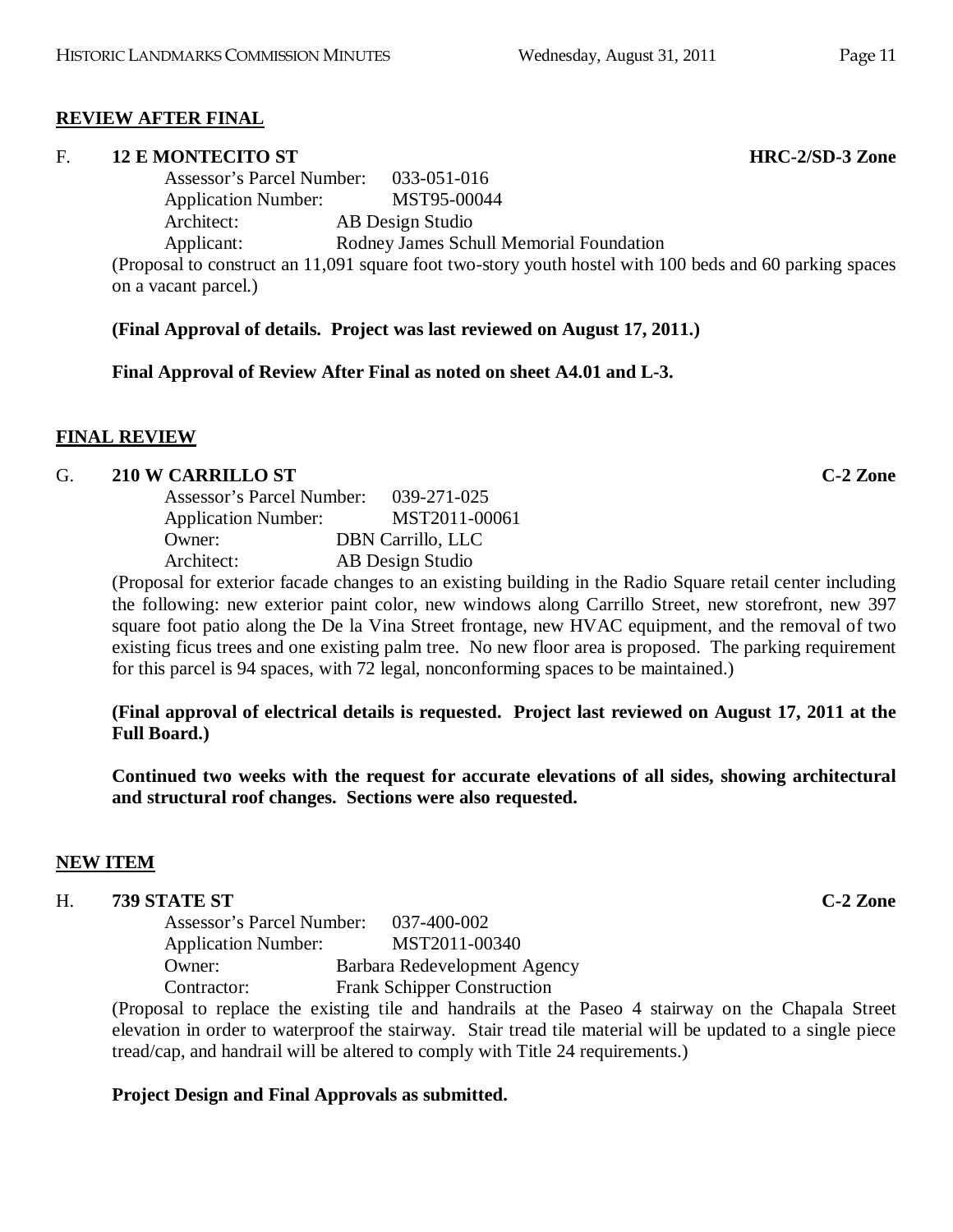## REVIEW AFTER FINAL

**F. 12 E MONTECITO ST** **HRC-2/SD-3 Zone**

Assessor's Parcel Number: 033-051-016
Application Number: MST95-00044
Architect: AB Design Studio
Applicant: Rodney James Schull Memorial Foundation

(Proposal to construct an 11,091 square foot two-story youth hostel with 100 beds and 60 parking spaces on a vacant parcel.)

**(Final Approval of details. Project was last reviewed on August 17, 2011.)**

**Final Approval of Review After Final as noted on sheet A4.01 and L-3.**

## FINAL REVIEW

**G. 210 W CARRILLO ST** **C-2 Zone**

Assessor's Parcel Number: 039-271-025
Application Number: MST2011-00061
Owner: DBN Carrillo, LLC
Architect: AB Design Studio

(Proposal for exterior facade changes to an existing building in the Radio Square retail center including the following: new exterior paint color, new windows along Carrillo Street, new storefront, new 397 square foot patio along the De la Vina Street frontage, new HVAC equipment, and the removal of two existing ficus trees and one existing palm tree. No new floor area is proposed. The parking requirement for this parcel is 94 spaces, with 72 legal, nonconforming spaces to be maintained.)

**(Final approval of electrical details is requested. Project last reviewed on August 17, 2011 at the Full Board.)**

**Continued two weeks with the request for accurate elevations of all sides, showing architectural and structural roof changes. Sections were also requested.**

## NEW ITEM

**H. 739 STATE ST** **C-2 Zone**

Assessor's Parcel Number: 037-400-002
Application Number: MST2011-00340
Owner: Barbara Redevelopment Agency
Contractor: Frank Schipper Construction

(Proposal to replace the existing tile and handrails at the Paseo 4 stairway on the Chapala Street elevation in order to waterproof the stairway. Stair tread tile material will be updated to a single piece tread/cap, and handrail will be altered to comply with Title 24 requirements.)

**Project Design and Final Approvals as submitted.**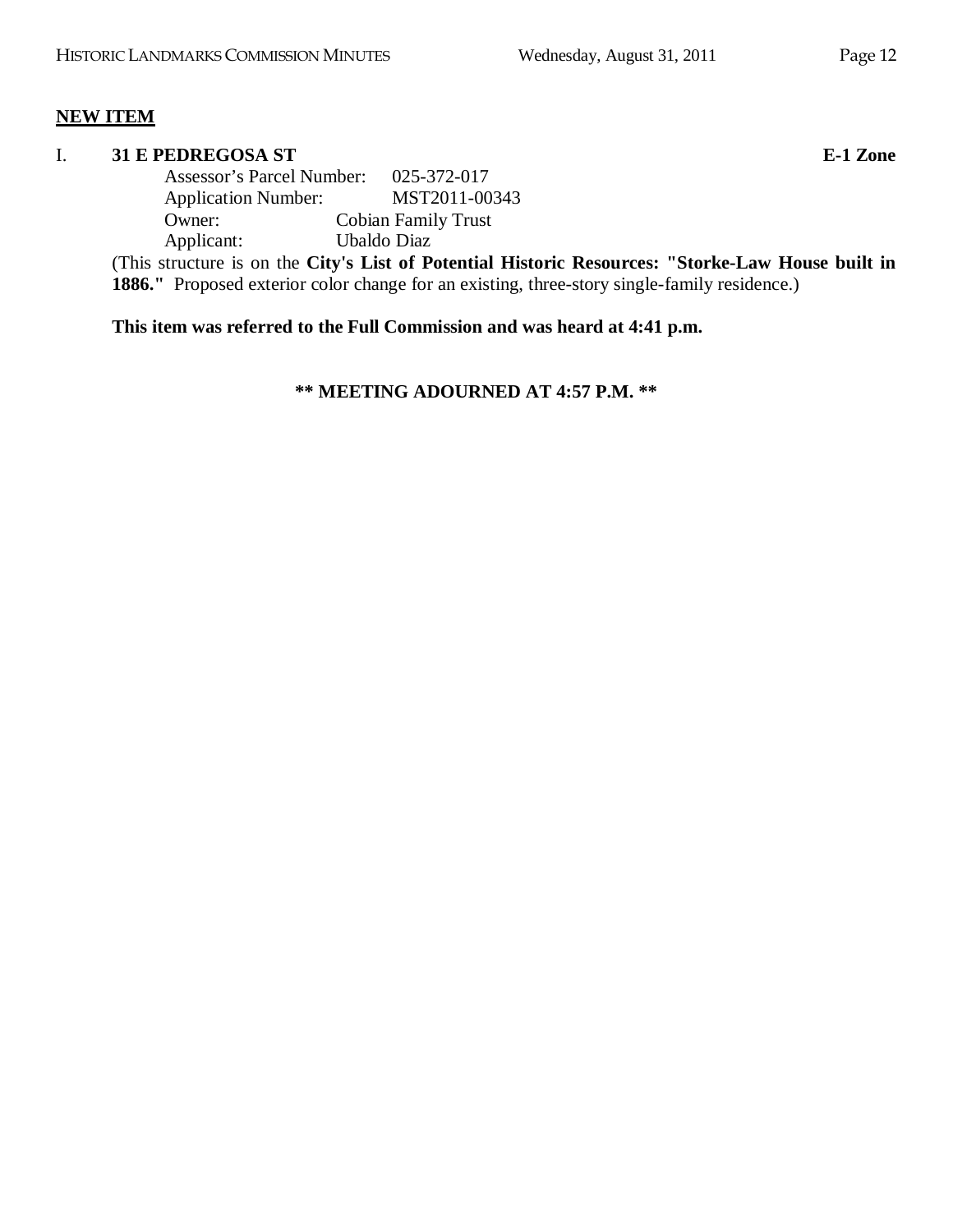**NEW ITEM**

I. **31 E PEDREGOSA ST** **E-1 Zone**

Assessor's Parcel Number: 025-372-017
Application Number: MST2011-00343
Owner: Cobian Family Trust
Applicant: Ubaldo Diaz

(This structure is on the **City's List of Potential Historic Resources: "Storke-Law House built in 1886."** Proposed exterior color change for an existing, three-story single-family residence.)

**This item was referred to the Full Commission and was heard at 4:41 p.m.**

**\*\* MEETING ADOURNED AT 4:57 P.M. \*\***